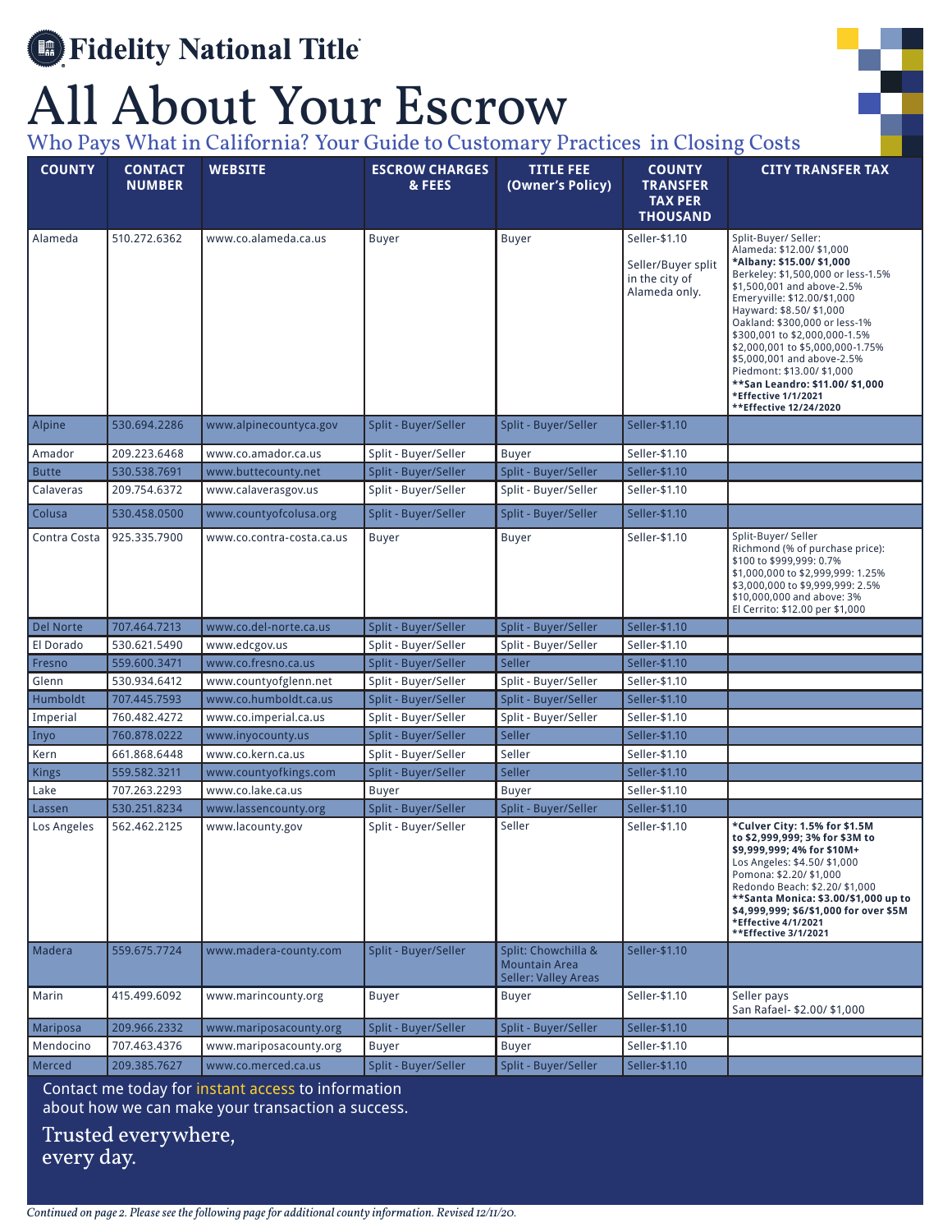Fidelity National Title

# All About Your Escrow

## Who Pays What in California? Your Guide to Customary Practices in Closing Costs

| COUNTY | CONTACT NUMBER | WEBSITE | ESCROW CHARGES & FEES | TITLE FEE (Owner's Policy) | COUNTY TRANSFER TAX PER THOUSAND | CITY TRANSFER TAX |
|---|---|---|---|---|---|---|
| Alameda | 510.272.6362 | www.co.alameda.ca.us | Buyer | Buyer | Seller-$1.10<br>Seller/Buyer split in the city of Alameda only. | Split-Buyer/ Seller:<br>Alameda: $12.00/ $1,000<br>**\*Albany: $15.00/ $1,000**<br>Berkeley: $1,500,000 or less-1.5%<br>$1,500,001 and above-2.5%<br>Emeryville: $12.00/$1,000<br>Hayward: $8.50/ $1,000<br>Oakland: $300,000 or less-1%<br>$300,001 to $2,000,000-1.5%<br>$2,000,001 to $5,000,000-1.75%<br>$5,000,001 and above-2.5%<br>Piedmont: $13.00/ $1,000<br>**\*\*San Leandro: $11.00/ $1,000**<br>**\*Effective 1/1/2021**<br>**\*\*Effective 12/24/2020** |
| Alpine | 530.694.2286 | www.alpinecountyca.gov | Split - Buyer/Seller | Split - Buyer/Seller | Seller-$1.10 | |
| Amador | 209.223.6468 | www.co.amador.ca.us | Split - Buyer/Seller | Buyer | Seller-$1.10 | |
| Butte | 530.538.7691 | www.buttecounty.net | Split - Buyer/Seller | Split - Buyer/Seller | Seller-$1.10 | |
| Calaveras | 209.754.6372 | www.calaverasgov.us | Split - Buyer/Seller | Split - Buyer/Seller | Seller-$1.10 | |
| Colusa | 530.458.0500 | www.countyofcolusa.org | Split - Buyer/Seller | Split - Buyer/Seller | Seller-$1.10 | |
| Contra Costa | 925.335.7900 | www.co.contra-costa.ca.us | Buyer | Buyer | Seller-$1.10 | Split-Buyer/ Seller<br>Richmond (% of purchase price):<br>$100 to $999,999: 0.7%<br>$1,000,000 to $2,999,999: 1.25%<br>$3,000,000 to $9,999,999: 2.5%<br>$10,000,000 and above: 3%<br>El Cerrito: $12.00 per $1,000 |
| Del Norte | 707.464.7213 | www.co.del-norte.ca.us | Split - Buyer/Seller | Split - Buyer/Seller | Seller-$1.10 | |
| El Dorado | 530.621.5490 | www.edcgov.us | Split - Buyer/Seller | Split - Buyer/Seller | Seller-$1.10 | |
| Fresno | 559.600.3471 | www.co.fresno.ca.us | Split - Buyer/Seller | Seller | Seller-$1.10 | |
| Glenn | 530.934.6412 | www.countyofglenn.net | Split - Buyer/Seller | Split - Buyer/Seller | Seller-$1.10 | |
| Humboldt | 707.445.7593 | www.co.humboldt.ca.us | Split - Buyer/Seller | Split - Buyer/Seller | Seller-$1.10 | |
| Imperial | 760.482.4272 | www.co.imperial.ca.us | Split - Buyer/Seller | Split - Buyer/Seller | Seller-$1.10 | |
| Inyo | 760.878.0222 | www.inyocounty.us | Split - Buyer/Seller | Seller | Seller-$1.10 | |
| Kern | 661.868.6448 | www.co.kern.ca.us | Split - Buyer/Seller | Seller | Seller-$1.10 | |
| Kings | 559.582.3211 | www.countyofkings.com | Split - Buyer/Seller | Seller | Seller-$1.10 | |
| Lake | 707.263.2293 | www.co.lake.ca.us | Buyer | Buyer | Seller-$1.10 | |
| Lassen | 530.251.8234 | www.lassencounty.org | Split - Buyer/Seller | Split - Buyer/Seller | Seller-$1.10 | |
| Los Angeles | 562.462.2125 | www.lacounty.gov | Split - Buyer/Seller | Seller | Seller-$1.10 | **\*Culver City: 1.5% for $1.5M to $2,999,999; 3% for $3M to $9,999,999; 4% for $10M+**<br>Los Angeles: $4.50/ $1,000<br>Pomona: $2.20/ $1,000<br>Redondo Beach: $2.20/ $1,000<br>**\*\*Santa Monica: $3.00/$1,000 up to $4,999,999; $6/$1,000 for over $5M**<br>**\*Effective 4/1/2021**<br>**\*\*Effective 3/1/2021** |
| Madera | 559.675.7724 | www.madera-county.com | Split - Buyer/Seller | Split: Chowchilla & Mountain Area<br>Seller: Valley Areas | Seller-$1.10 | |
| Marin | 415.499.6092 | www.marincounty.org | Buyer | Buyer | Seller-$1.10 | Seller pays<br>San Rafael- $2.00/ $1,000 |
| Mariposa | 209.966.2332 | www.mariposacounty.org | Split - Buyer/Seller | Split - Buyer/Seller | Seller-$1.10 | |
| Mendocino | 707.463.4376 | www.mariposacounty.org | Buyer | Buyer | Seller-$1.10 | |
| Merced | 209.385.7627 | www.co.merced.ca.us | Split - Buyer/Seller | Split - Buyer/Seller | Seller-$1.10 | |

Contact me today for instant access to information about how we can make your transaction a success.

Trusted everywhere, every day.

*Continued on page 2. Please see the following page for additional county information. Revised 12/11/20.*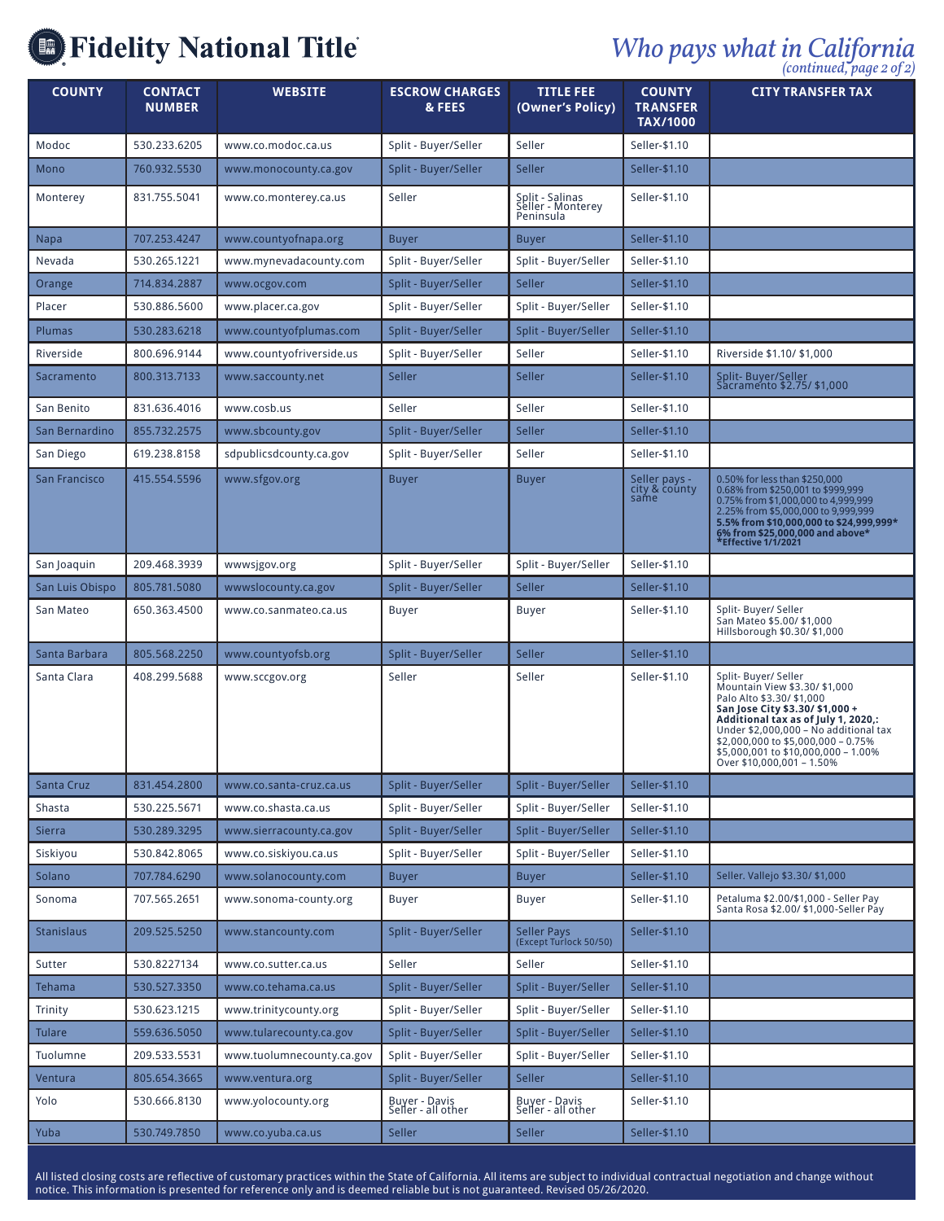# Fidelity National Title

*Who pays what in California*
*(continued, page 2 of 2)*

| COUNTY | CONTACT NUMBER | WEBSITE | ESCROW CHARGES & FEES | TITLE FEE (Owner's Policy) | COUNTY TRANSFER TAX/1000 | CITY TRANSFER TAX |
|---|---|---|---|---|---|---|
| Modoc | 530.233.6205 | www.co.modoc.ca.us | Split - Buyer/Seller | Seller | Seller-$1.10 | |
| Mono | 760.932.5530 | www.monocounty.ca.gov | Split - Buyer/Seller | Seller | Seller-$1.10 | |
| Monterey | 831.755.5041 | www.co.monterey.ca.us | Seller | Split - Salinas Seller - Monterey Peninsula | Seller-$1.10 | |
| Napa | 707.253.4247 | www.countyofnapa.org | Buyer | Buyer | Seller-$1.10 | |
| Nevada | 530.265.1221 | www.mynevadacounty.com | Split - Buyer/Seller | Split - Buyer/Seller | Seller-$1.10 | |
| Orange | 714.834.2887 | www.ocgov.com | Split - Buyer/Seller | Seller | Seller-$1.10 | |
| Placer | 530.886.5600 | www.placer.ca.gov | Split - Buyer/Seller | Split - Buyer/Seller | Seller-$1.10 | |
| Plumas | 530.283.6218 | www.countyofplumas.com | Split - Buyer/Seller | Split - Buyer/Seller | Seller-$1.10 | |
| Riverside | 800.696.9144 | www.countyofriverside.us | Split - Buyer/Seller | Seller | Seller-$1.10 | Riverside $1.10/ $1,000 |
| Sacramento | 800.313.7133 | www.saccounty.net | Seller | Seller | Seller-$1.10 | Split- Buyer/Seller Sacramento $2.75/ $1,000 |
| San Benito | 831.636.4016 | www.cosb.us | Seller | Seller | Seller-$1.10 | |
| San Bernardino | 855.732.2575 | www.sbcounty.gov | Split - Buyer/Seller | Seller | Seller-$1.10 | |
| San Diego | 619.238.8158 | sdpublicsdcounty.ca.gov | Split - Buyer/Seller | Seller | Seller-$1.10 | |
| San Francisco | 415.554.5596 | www.sfgov.org | Buyer | Buyer | Seller pays - city & county same | 0.50% for less than $250,000<br>0.68% from $250,001 to $999,999<br>0.75% from $1,000,000 to 4,999,999<br>2.25% from $5,000,000 to 9,999,999<br>**5.5% from $10,000,000 to $24,999,999***<br>**6% from $25,000,000 and above***<br>***Effective 1/1/2021** |
| San Joaquin | 209.468.3939 | wwwsjgov.org | Split - Buyer/Seller | Split - Buyer/Seller | Seller-$1.10 | |
| San Luis Obispo | 805.781.5080 | wwwslocounty.ca.gov | Split - Buyer/Seller | Seller | Seller-$1.10 | |
| San Mateo | 650.363.4500 | www.co.sanmateo.ca.us | Buyer | Buyer | Seller-$1.10 | Split- Buyer/ Seller<br>San Mateo $5.00/ $1,000<br>Hillsborough $0.30/ $1,000 |
| Santa Barbara | 805.568.2250 | www.countyofsb.org | Split - Buyer/Seller | Seller | Seller-$1.10 | |
| Santa Clara | 408.299.5688 | www.sccgov.org | Seller | Seller | Seller-$1.10 | Split- Buyer/ Seller<br>Mountain View $3.30/ $1,000<br>Palo Alto $3.30/ $1,000<br>**San Jose City $3.30/ $1,000 + Additional tax as of July 1, 2020,:**<br>Under $2,000,000 – No additional tax<br>$2,000,000 to $5,000,000 – 0.75%<br>$5,000,001 to $10,000,000 – 1.00%<br>Over $10,000,001 – 1.50% |
| Santa Cruz | 831.454.2800 | www.co.santa-cruz.ca.us | Split - Buyer/Seller | Split - Buyer/Seller | Seller-$1.10 | |
| Shasta | 530.225.5671 | www.co.shasta.ca.us | Split - Buyer/Seller | Split - Buyer/Seller | Seller-$1.10 | |
| Sierra | 530.289.3295 | www.sierracounty.ca.gov | Split - Buyer/Seller | Split - Buyer/Seller | Seller-$1.10 | |
| Siskiyou | 530.842.8065 | www.co.siskiyou.ca.us | Split - Buyer/Seller | Split - Buyer/Seller | Seller-$1.10 | |
| Solano | 707.784.6290 | www.solanocounty.com | Buyer | Buyer | Seller-$1.10 | Seller. Vallejo $3.30/ $1,000 |
| Sonoma | 707.565.2651 | www.sonoma-county.org | Buyer | Buyer | Seller-$1.10 | Petaluma $2.00/$1,000 - Seller Pay<br>Santa Rosa $2.00/ $1,000-Seller Pay |
| Stanislaus | 209.525.5250 | www.stancounty.com | Split - Buyer/Seller | Seller Pays (Except Turlock 50/50) | Seller-$1.10 | |
| Sutter | 530.8227134 | www.co.sutter.ca.us | Seller | Seller | Seller-$1.10 | |
| Tehama | 530.527.3350 | www.co.tehama.ca.us | Split - Buyer/Seller | Split - Buyer/Seller | Seller-$1.10 | |
| Trinity | 530.623.1215 | www.trinitycounty.org | Split - Buyer/Seller | Split - Buyer/Seller | Seller-$1.10 | |
| Tulare | 559.636.5050 | www.tularecounty.ca.gov | Split - Buyer/Seller | Split - Buyer/Seller | Seller-$1.10 | |
| Tuolumne | 209.533.5531 | www.tuolumnecounty.ca.gov | Split - Buyer/Seller | Split - Buyer/Seller | Seller-$1.10 | |
| Ventura | 805.654.3665 | www.ventura.org | Split - Buyer/Seller | Seller | Seller-$1.10 | |
| Yolo | 530.666.8130 | www.yolocounty.org | Buyer - Davis Seller - all other | Buyer - Davis Seller - all other | Seller-$1.10 | |
| Yuba | 530.749.7850 | www.co.yuba.ca.us | Seller | Seller | Seller-$1.10 | |

All listed closing costs are reflective of customary practices within the State of California. All items are subject to individual contractual negotiation and change without notice. This information is presented for reference only and is deemed reliable but is not guaranteed. Revised 05/26/2020.